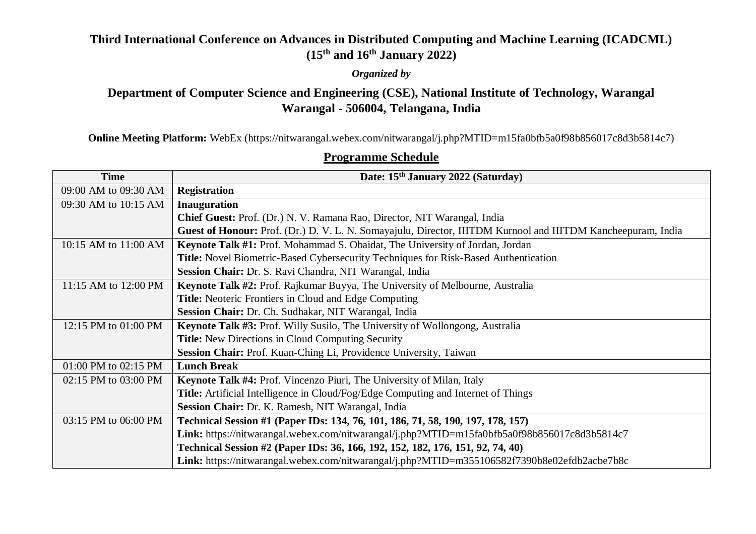# Third International Conference on Advances in Distributed Computing and Machine Learning (ICADCML)
## (15th and 16th January 2022)

*Organized by*

## Department of Computer Science and Engineering (CSE), National Institute of Technology, Warangal
## Warangal - 506004, Telangana, India

**Online Meeting Platform:** WebEx (https://nitwarangal.webex.com/nitwarangal/j.php?MTID=m15fa0bfb5a0f98b856017c8d3b5814c7)

## Programme Schedule

| Time | Date: 15th January 2022 (Saturday) |
|---|---|
| 09:00 AM to 09:30 AM | **Registration** |
| 09:30 AM to 10:15 AM | **Inauguration**<br>**Chief Guest:** Prof. (Dr.) N. V. Ramana Rao, Director, NIT Warangal, India<br>**Guest of Honour:** Prof. (Dr.) D. V. L. N. Somayajulu, Director, IIITDM Kurnool and IIITDM Kancheepuram, India |
| 10:15 AM to 11:00 AM | **Keynote Talk #1:** Prof. Mohammad S. Obaidat, The University of Jordan, Jordan<br>**Title:** Novel Biometric-Based Cybersecurity Techniques for Risk-Based Authentication<br>**Session Chair:** Dr. S. Ravi Chandra, NIT Warangal, India |
| 11:15 AM to 12:00 PM | **Keynote Talk #2:** Prof. Rajkumar Buyya, The University of Melbourne, Australia<br>**Title:** Neoteric Frontiers in Cloud and Edge Computing<br>**Session Chair:** Dr. Ch. Sudhakar, NIT Warangal, India |
| 12:15 PM to 01:00 PM | **Keynote Talk #3:** Prof. Willy Susilo, The University of Wollongong, Australia<br>**Title:** New Directions in Cloud Computing Security<br>**Session Chair:** Prof. Kuan-Ching Li, Providence University, Taiwan |
| 01:00 PM to 02:15 PM | **Lunch Break** |
| 02:15 PM to 03:00 PM | **Keynote Talk #4:** Prof. Vincenzo Piuri, The University of Milan, Italy<br>**Title:** Artificial Intelligence in Cloud/Fog/Edge Computing and Internet of Things<br>**Session Chair:** Dr. K. Ramesh, NIT Warangal, India |
| 03:15 PM to 06:00 PM | **Technical Session #1 (Paper IDs: 134, 76, 101, 186, 71, 58, 190, 197, 178, 157)**<br>**Link:** https://nitwarangal.webex.com/nitwarangal/j.php?MTID=m15fa0bfb5a0f98b856017c8d3b5814c7<br>**Technical Session #2 (Paper IDs: 36, 166, 192, 152, 182, 176, 151, 92, 74, 40)**<br>**Link:** https://nitwarangal.webex.com/nitwarangal/j.php?MTID=m355106582f7390b8e02efdb2acbe7b8c |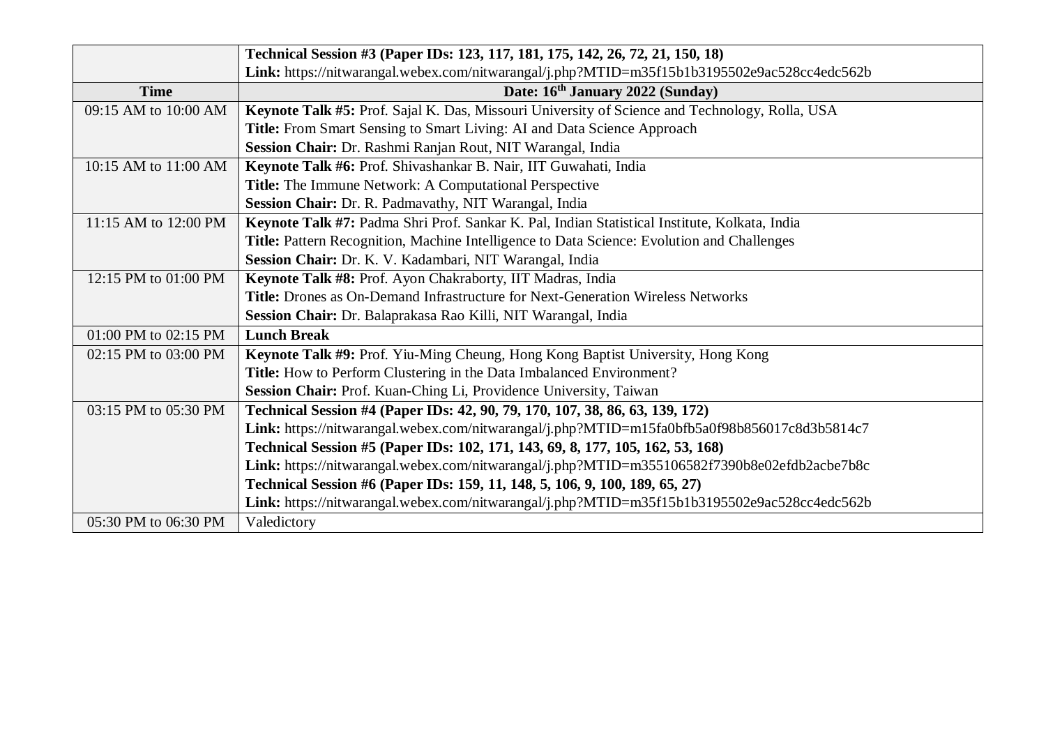| Time | Date: 16th January 2022 (Sunday) |
|---|---|
| | **Technical Session #3 (Paper IDs: 123, 117, 181, 175, 142, 26, 72, 21, 150, 18)**<br>**Link:** https://nitwarangal.webex.com/nitwarangal/j.php?MTID=m35f15b1b3195502e9ac528cc4edc562b |
| 09:15 AM to 10:00 AM | **Keynote Talk #5:** Prof. Sajal K. Das, Missouri University of Science and Technology, Rolla, USA<br>**Title:** From Smart Sensing to Smart Living: AI and Data Science Approach<br>**Session Chair:** Dr. Rashmi Ranjan Rout, NIT Warangal, India |
| 10:15 AM to 11:00 AM | **Keynote Talk #6:** Prof. Shivashankar B. Nair, IIT Guwahati, India<br>**Title:** The Immune Network: A Computational Perspective<br>**Session Chair:** Dr. R. Padmavathy, NIT Warangal, India |
| 11:15 AM to 12:00 PM | **Keynote Talk #7:** Padma Shri Prof. Sankar K. Pal, Indian Statistical Institute, Kolkata, India<br>**Title:** Pattern Recognition, Machine Intelligence to Data Science: Evolution and Challenges<br>**Session Chair:** Dr. K. V. Kadambari, NIT Warangal, India |
| 12:15 PM to 01:00 PM | **Keynote Talk #8:** Prof. Ayon Chakraborty, IIT Madras, India<br>**Title:** Drones as On-Demand Infrastructure for Next-Generation Wireless Networks<br>**Session Chair:** Dr. Balaprakasa Rao Killi, NIT Warangal, India |
| 01:00 PM to 02:15 PM | **Lunch Break** |
| 02:15 PM to 03:00 PM | **Keynote Talk #9:** Prof. Yiu-Ming Cheung, Hong Kong Baptist University, Hong Kong<br>**Title:** How to Perform Clustering in the Data Imbalanced Environment?<br>**Session Chair:** Prof. Kuan-Ching Li, Providence University, Taiwan |
| 03:15 PM to 05:30 PM | **Technical Session #4 (Paper IDs: 42, 90, 79, 170, 107, 38, 86, 63, 139, 172)**<br>**Link:** https://nitwarangal.webex.com/nitwarangal/j.php?MTID=m15fa0bfb5a0f98b856017c8d3b5814c7<br>**Technical Session #5 (Paper IDs: 102, 171, 143, 69, 8, 177, 105, 162, 53, 168)**<br>**Link:** https://nitwarangal.webex.com/nitwarangal/j.php?MTID=m355106582f7390b8e02efdb2acbe7b8c<br>**Technical Session #6 (Paper IDs: 159, 11, 148, 5, 106, 9, 100, 189, 65, 27)**<br>**Link:** https://nitwarangal.webex.com/nitwarangal/j.php?MTID=m35f15b1b3195502e9ac528cc4edc562b |
| 05:30 PM to 06:30 PM | Valedictory |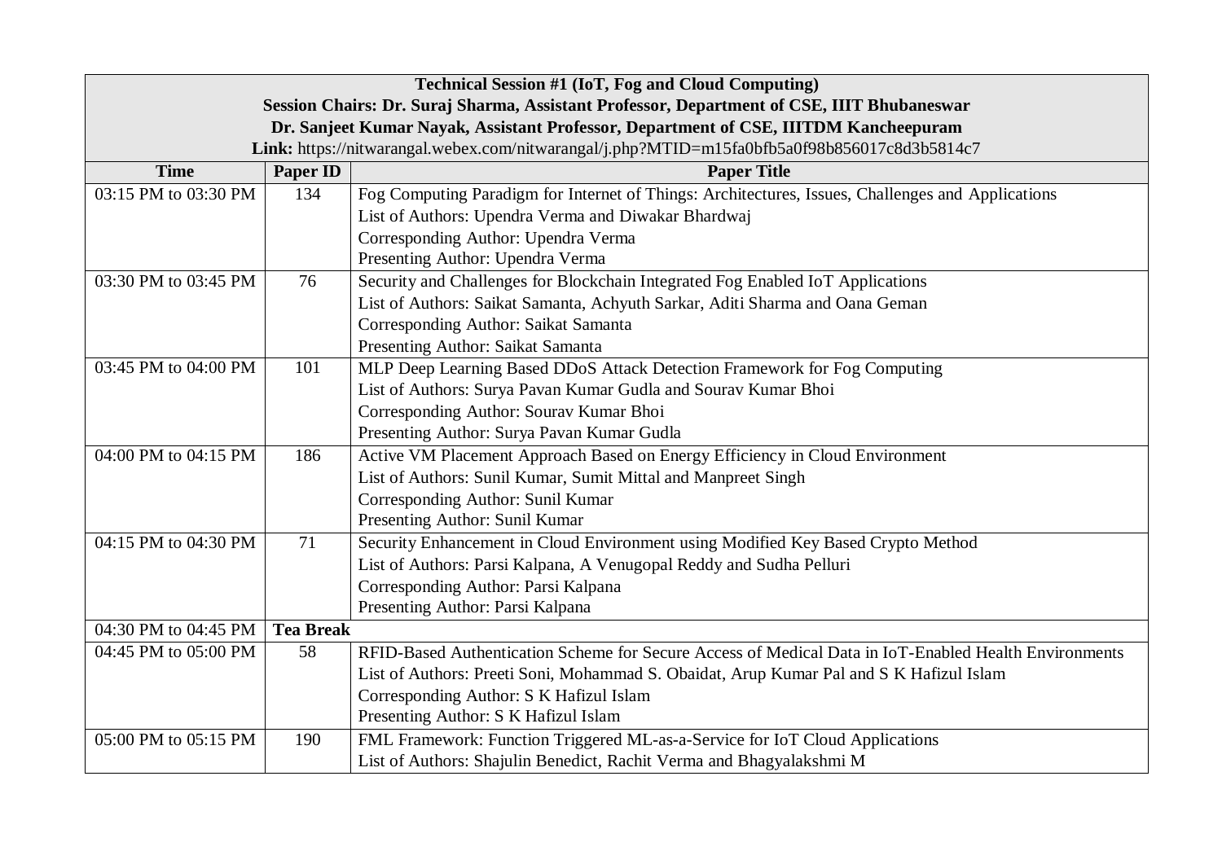**Technical Session #1 (IoT, Fog and Cloud Computing)**
**Session Chairs: Dr. Suraj Sharma, Assistant Professor, Department of CSE, IIIT Bhubaneswar**
**Dr. Sanjeet Kumar Nayak, Assistant Professor, Department of CSE, IIITDM Kancheepuram**
**Link:** https://nitwarangal.webex.com/nitwarangal/j.php?MTID=m15fa0bfb5a0f98b856017c8d3b5814c7

| Time | Paper ID | Paper Title |
|---|---|---|
| 03:15 PM to 03:30 PM | 134 | Fog Computing Paradigm for Internet of Things: Architectures, Issues, Challenges and Applications<br>List of Authors: Upendra Verma and Diwakar Bhardwaj<br>Corresponding Author: Upendra Verma<br>Presenting Author: Upendra Verma |
| 03:30 PM to 03:45 PM | 76 | Security and Challenges for Blockchain Integrated Fog Enabled IoT Applications<br>List of Authors: Saikat Samanta, Achyuth Sarkar, Aditi Sharma and Oana Geman<br>Corresponding Author: Saikat Samanta<br>Presenting Author: Saikat Samanta |
| 03:45 PM to 04:00 PM | 101 | MLP Deep Learning Based DDoS Attack Detection Framework for Fog Computing<br>List of Authors: Surya Pavan Kumar Gudla and Sourav Kumar Bhoi<br>Corresponding Author: Sourav Kumar Bhoi<br>Presenting Author: Surya Pavan Kumar Gudla |
| 04:00 PM to 04:15 PM | 186 | Active VM Placement Approach Based on Energy Efficiency in Cloud Environment<br>List of Authors: Sunil Kumar, Sumit Mittal and Manpreet Singh<br>Corresponding Author: Sunil Kumar<br>Presenting Author: Sunil Kumar |
| 04:15 PM to 04:30 PM | 71 | Security Enhancement in Cloud Environment using Modified Key Based Crypto Method<br>List of Authors: Parsi Kalpana, A Venugopal Reddy and Sudha Pelluri<br>Corresponding Author: Parsi Kalpana<br>Presenting Author: Parsi Kalpana |
| 04:30 PM to 04:45 PM | **Tea Break** | |
| 04:45 PM to 05:00 PM | 58 | RFID-Based Authentication Scheme for Secure Access of Medical Data in IoT-Enabled Health Environments<br>List of Authors: Preeti Soni, Mohammad S. Obaidat, Arup Kumar Pal and S K Hafizul Islam<br>Corresponding Author: S K Hafizul Islam<br>Presenting Author: S K Hafizul Islam |
| 05:00 PM to 05:15 PM | 190 | FML Framework: Function Triggered ML-as-a-Service for IoT Cloud Applications<br>List of Authors: Shajulin Benedict, Rachit Verma and Bhagyalakshmi M |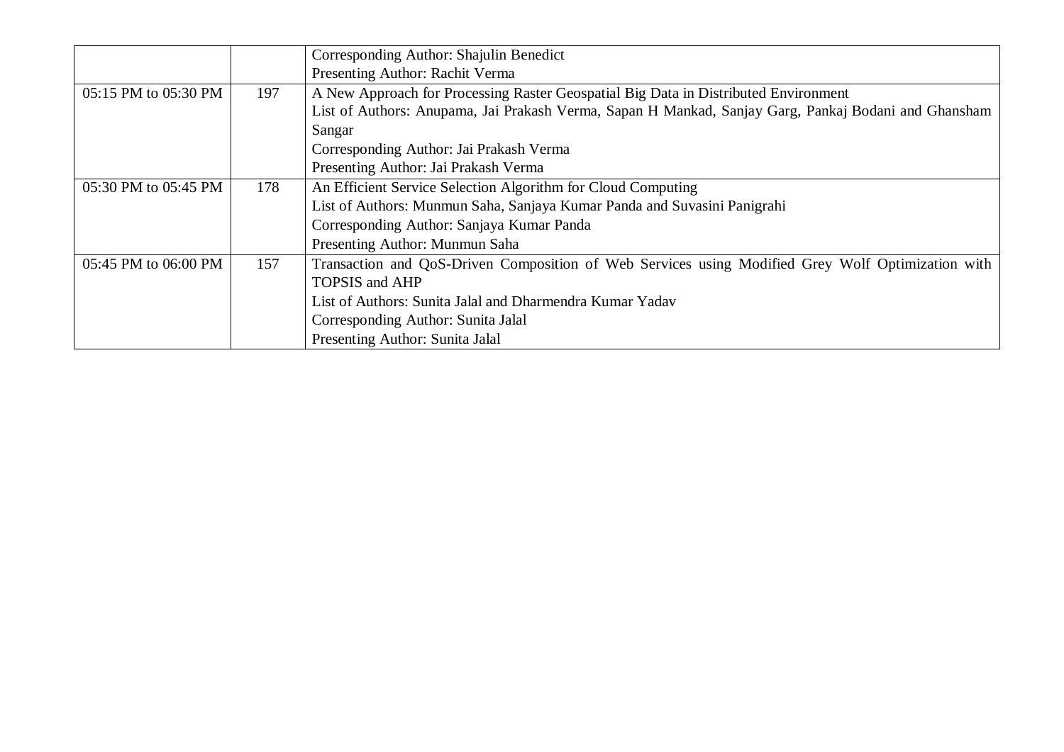| | | |
|---|---|---|
| | | Corresponding Author: Shajulin Benedict<br>Presenting Author: Rachit Verma |
| 05:15 PM to 05:30 PM | 197 | A New Approach for Processing Raster Geospatial Big Data in Distributed Environment<br>List of Authors: Anupama, Jai Prakash Verma, Sapan H Mankad, Sanjay Garg, Pankaj Bodani and Ghansham Sangar<br>Corresponding Author: Jai Prakash Verma<br>Presenting Author: Jai Prakash Verma |
| 05:30 PM to 05:45 PM | 178 | An Efficient Service Selection Algorithm for Cloud Computing<br>List of Authors: Munmun Saha, Sanjaya Kumar Panda and Suvasini Panigrahi<br>Corresponding Author: Sanjaya Kumar Panda<br>Presenting Author: Munmun Saha |
| 05:45 PM to 06:00 PM | 157 | Transaction and QoS-Driven Composition of Web Services using Modified Grey Wolf Optimization with TOPSIS and AHP<br>List of Authors: Sunita Jalal and Dharmendra Kumar Yadav<br>Corresponding Author: Sunita Jalal<br>Presenting Author: Sunita Jalal |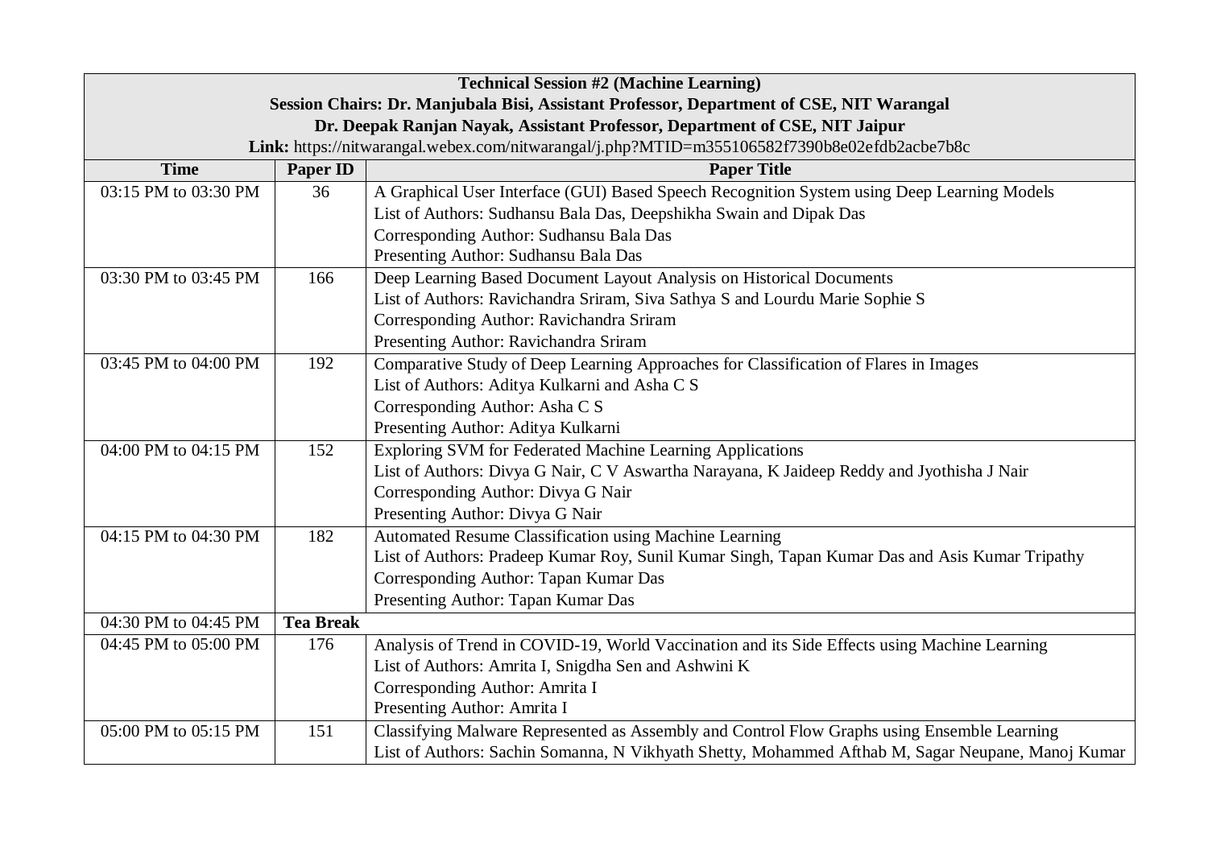**Technical Session #2 (Machine Learning)**

**Session Chairs: Dr. Manjubala Bisi, Assistant Professor, Department of CSE, NIT Warangal**

**Dr. Deepak Ranjan Nayak, Assistant Professor, Department of CSE, NIT Jaipur**

**Link:** https://nitwarangal.webex.com/nitwarangal/j.php?MTID=m355106582f7390b8e02efdb2acbe7b8c

| Time | Paper ID | Paper Title |
|---|---|---|
| 03:15 PM to 03:30 PM | 36 | A Graphical User Interface (GUI) Based Speech Recognition System using Deep Learning Models<br>List of Authors: Sudhansu Bala Das, Deepshikha Swain and Dipak Das<br>Corresponding Author: Sudhansu Bala Das<br>Presenting Author: Sudhansu Bala Das |
| 03:30 PM to 03:45 PM | 166 | Deep Learning Based Document Layout Analysis on Historical Documents<br>List of Authors: Ravichandra Sriram, Siva Sathya S and Lourdu Marie Sophie S<br>Corresponding Author: Ravichandra Sriram<br>Presenting Author: Ravichandra Sriram |
| 03:45 PM to 04:00 PM | 192 | Comparative Study of Deep Learning Approaches for Classification of Flares in Images<br>List of Authors: Aditya Kulkarni and Asha C S<br>Corresponding Author: Asha C S<br>Presenting Author: Aditya Kulkarni |
| 04:00 PM to 04:15 PM | 152 | Exploring SVM for Federated Machine Learning Applications<br>List of Authors: Divya G Nair, C V Aswartha Narayana, K Jaideep Reddy and Jyothisha J Nair<br>Corresponding Author: Divya G Nair<br>Presenting Author: Divya G Nair |
| 04:15 PM to 04:30 PM | 182 | Automated Resume Classification using Machine Learning<br>List of Authors: Pradeep Kumar Roy, Sunil Kumar Singh, Tapan Kumar Das and Asis Kumar Tripathy<br>Corresponding Author: Tapan Kumar Das<br>Presenting Author: Tapan Kumar Das |
| 04:30 PM to 04:45 PM | **Tea Break** | |
| 04:45 PM to 05:00 PM | 176 | Analysis of Trend in COVID-19, World Vaccination and its Side Effects using Machine Learning<br>List of Authors: Amrita I, Snigdha Sen and Ashwini K<br>Corresponding Author: Amrita I<br>Presenting Author: Amrita I |
| 05:00 PM to 05:15 PM | 151 | Classifying Malware Represented as Assembly and Control Flow Graphs using Ensemble Learning<br>List of Authors: Sachin Somanna, N Vikhyath Shetty, Mohammed Afthab M, Sagar Neupane, Manoj Kumar |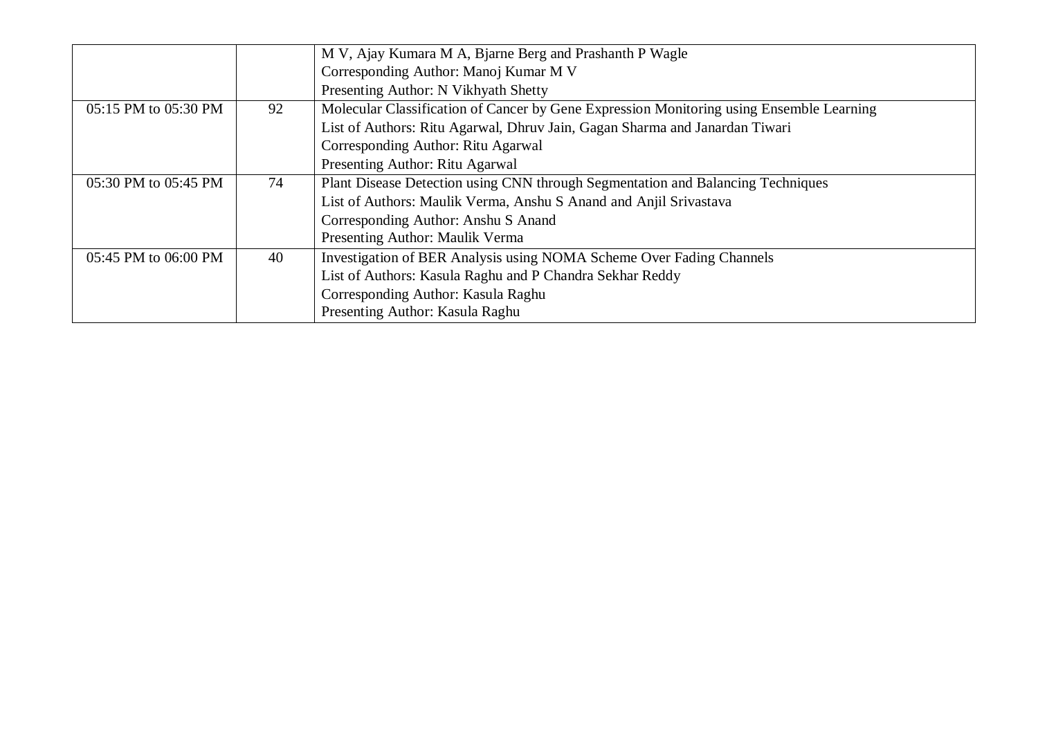| | | |
|---|---|---|
| | | M V, Ajay Kumara M A, Bjarne Berg and Prashanth P Wagle<br>Corresponding Author: Manoj Kumar M V<br>Presenting Author: N Vikhyath Shetty |
| 05:15 PM to 05:30 PM | 92 | Molecular Classification of Cancer by Gene Expression Monitoring using Ensemble Learning<br>List of Authors: Ritu Agarwal, Dhruv Jain, Gagan Sharma and Janardan Tiwari<br>Corresponding Author: Ritu Agarwal<br>Presenting Author: Ritu Agarwal |
| 05:30 PM to 05:45 PM | 74 | Plant Disease Detection using CNN through Segmentation and Balancing Techniques<br>List of Authors: Maulik Verma, Anshu S Anand and Anjil Srivastava<br>Corresponding Author: Anshu S Anand<br>Presenting Author: Maulik Verma |
| 05:45 PM to 06:00 PM | 40 | Investigation of BER Analysis using NOMA Scheme Over Fading Channels<br>List of Authors: Kasula Raghu and P Chandra Sekhar Reddy<br>Corresponding Author: Kasula Raghu<br>Presenting Author: Kasula Raghu |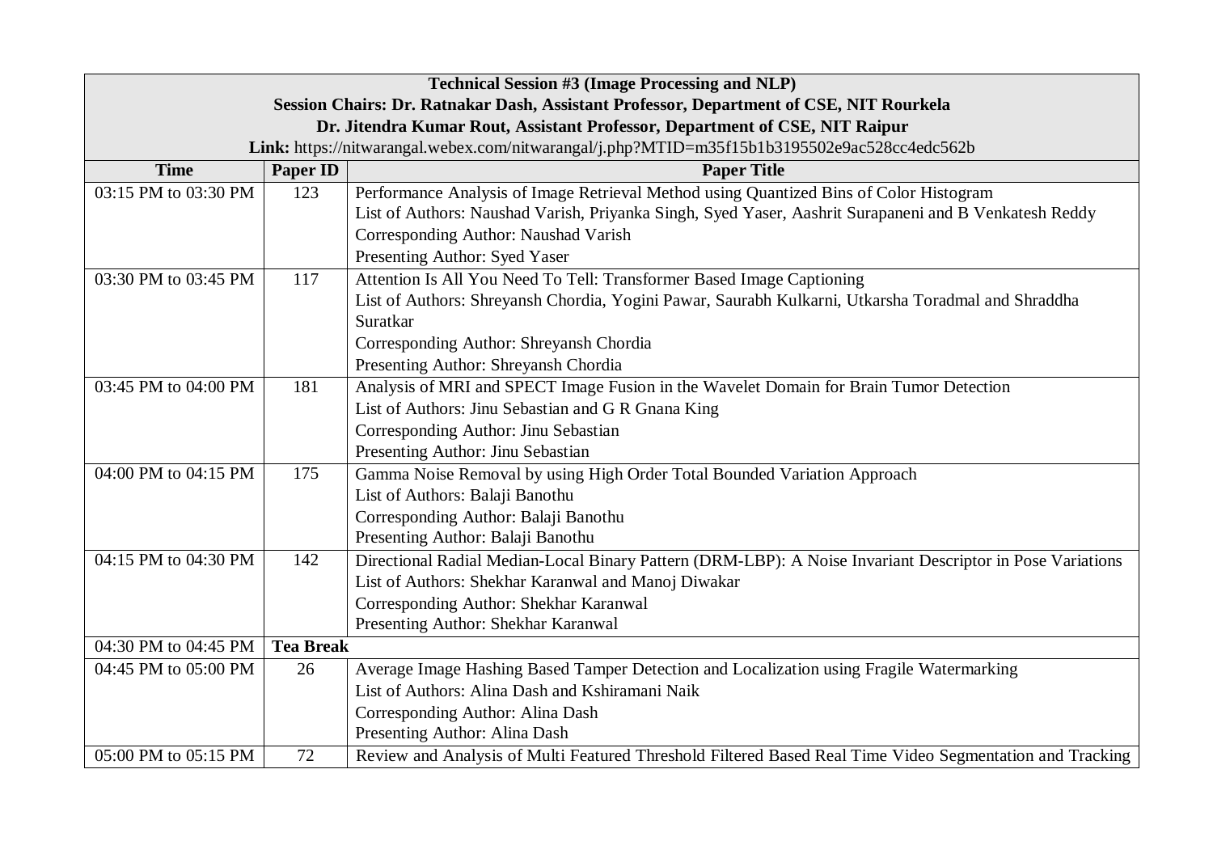**Technical Session #3 (Image Processing and NLP)**

**Session Chairs: Dr. Ratnakar Dash, Assistant Professor, Department of CSE, NIT Rourkela**

**Dr. Jitendra Kumar Rout, Assistant Professor, Department of CSE, NIT Raipur**

**Link:** https://nitwarangal.webex.com/nitwarangal/j.php?MTID=m35f15b1b3195502e9ac528cc4edc562b

| Time | Paper ID | Paper Title |
|---|---|---|
| 03:15 PM to 03:30 PM | 123 | Performance Analysis of Image Retrieval Method using Quantized Bins of Color Histogram<br>List of Authors: Naushad Varish, Priyanka Singh, Syed Yaser, Aashrit Surapaneni and B Venkatesh Reddy<br>Corresponding Author: Naushad Varish<br>Presenting Author: Syed Yaser |
| 03:30 PM to 03:45 PM | 117 | Attention Is All You Need To Tell: Transformer Based Image Captioning<br>List of Authors: Shreyansh Chordia, Yogini Pawar, Saurabh Kulkarni, Utkarsha Toradmal and Shraddha Suratkar<br>Corresponding Author: Shreyansh Chordia<br>Presenting Author: Shreyansh Chordia |
| 03:45 PM to 04:00 PM | 181 | Analysis of MRI and SPECT Image Fusion in the Wavelet Domain for Brain Tumor Detection<br>List of Authors: Jinu Sebastian and G R Gnana King<br>Corresponding Author: Jinu Sebastian<br>Presenting Author: Jinu Sebastian |
| 04:00 PM to 04:15 PM | 175 | Gamma Noise Removal by using High Order Total Bounded Variation Approach<br>List of Authors: Balaji Banothu<br>Corresponding Author: Balaji Banothu<br>Presenting Author: Balaji Banothu |
| 04:15 PM to 04:30 PM | 142 | Directional Radial Median-Local Binary Pattern (DRM-LBP): A Noise Invariant Descriptor in Pose Variations<br>List of Authors: Shekhar Karanwal and Manoj Diwakar<br>Corresponding Author: Shekhar Karanwal<br>Presenting Author: Shekhar Karanwal |
| 04:30 PM to 04:45 PM | **Tea Break** | |
| 04:45 PM to 05:00 PM | 26 | Average Image Hashing Based Tamper Detection and Localization using Fragile Watermarking<br>List of Authors: Alina Dash and Kshiramani Naik<br>Corresponding Author: Alina Dash<br>Presenting Author: Alina Dash |
| 05:00 PM to 05:15 PM | 72 | Review and Analysis of Multi Featured Threshold Filtered Based Real Time Video Segmentation and Tracking |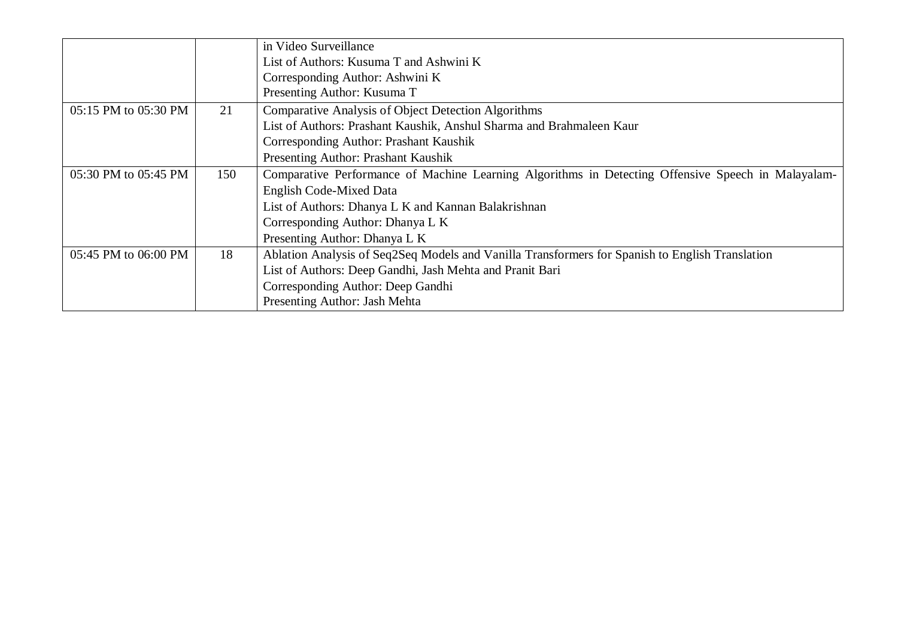| | | |
|---|---|---|
| | | in Video Surveillance<br>List of Authors: Kusuma T and Ashwini K<br>Corresponding Author: Ashwini K<br>Presenting Author: Kusuma T |
| 05:15 PM to 05:30 PM | 21 | Comparative Analysis of Object Detection Algorithms<br>List of Authors: Prashant Kaushik, Anshul Sharma and Brahmaleen Kaur<br>Corresponding Author: Prashant Kaushik<br>Presenting Author: Prashant Kaushik |
| 05:30 PM to 05:45 PM | 150 | Comparative Performance of Machine Learning Algorithms in Detecting Offensive Speech in Malayalam-English Code-Mixed Data<br>List of Authors: Dhanya L K and Kannan Balakrishnan<br>Corresponding Author: Dhanya L K<br>Presenting Author: Dhanya L K |
| 05:45 PM to 06:00 PM | 18 | Ablation Analysis of Seq2Seq Models and Vanilla Transformers for Spanish to English Translation<br>List of Authors: Deep Gandhi, Jash Mehta and Pranit Bari<br>Corresponding Author: Deep Gandhi<br>Presenting Author: Jash Mehta |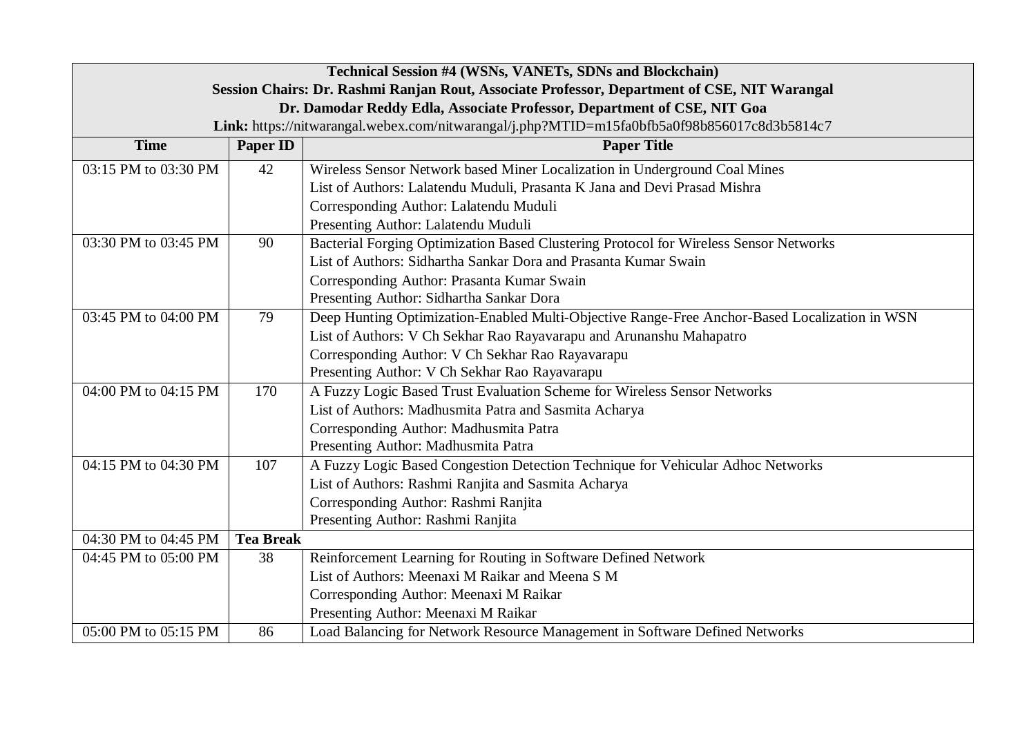| **Technical Session #4 (WSNs, VANETs, SDNs and Blockchain)**<br>**Session Chairs: Dr. Rashmi Ranjan Rout, Associate Professor, Department of CSE, NIT Warangal**<br>**Dr. Damodar Reddy Edla, Associate Professor, Department of CSE, NIT Goa**<br>**Link:** https://nitwarangal.webex.com/nitwarangal/j.php?MTID=m15fa0bfb5a0f98b856017c8d3b5814c7 | | |
|---|---|---|
| **Time** | **Paper ID** | **Paper Title** |
| 03:15 PM to 03:30 PM | 42 | Wireless Sensor Network based Miner Localization in Underground Coal Mines<br>List of Authors: Lalatendu Muduli, Prasanta K Jana and Devi Prasad Mishra<br>Corresponding Author: Lalatendu Muduli<br>Presenting Author: Lalatendu Muduli |
| 03:30 PM to 03:45 PM | 90 | Bacterial Forging Optimization Based Clustering Protocol for Wireless Sensor Networks<br>List of Authors: Sidhartha Sankar Dora and Prasanta Kumar Swain<br>Corresponding Author: Prasanta Kumar Swain<br>Presenting Author: Sidhartha Sankar Dora |
| 03:45 PM to 04:00 PM | 79 | Deep Hunting Optimization-Enabled Multi-Objective Range-Free Anchor-Based Localization in WSN<br>List of Authors: V Ch Sekhar Rao Rayavarapu and Arunanshu Mahapatro<br>Corresponding Author: V Ch Sekhar Rao Rayavarapu<br>Presenting Author: V Ch Sekhar Rao Rayavarapu |
| 04:00 PM to 04:15 PM | 170 | A Fuzzy Logic Based Trust Evaluation Scheme for Wireless Sensor Networks<br>List of Authors: Madhusmita Patra and Sasmita Acharya<br>Corresponding Author: Madhusmita Patra<br>Presenting Author: Madhusmita Patra |
| 04:15 PM to 04:30 PM | 107 | A Fuzzy Logic Based Congestion Detection Technique for Vehicular Adhoc Networks<br>List of Authors: Rashmi Ranjita and Sasmita Acharya<br>Corresponding Author: Rashmi Ranjita<br>Presenting Author: Rashmi Ranjita |
| 04:30 PM to 04:45 PM | **Tea Break** | |
| 04:45 PM to 05:00 PM | 38 | Reinforcement Learning for Routing in Software Defined Network<br>List of Authors: Meenaxi M Raikar and Meena S M<br>Corresponding Author: Meenaxi M Raikar<br>Presenting Author: Meenaxi M Raikar |
| 05:00 PM to 05:15 PM | 86 | Load Balancing for Network Resource Management in Software Defined Networks |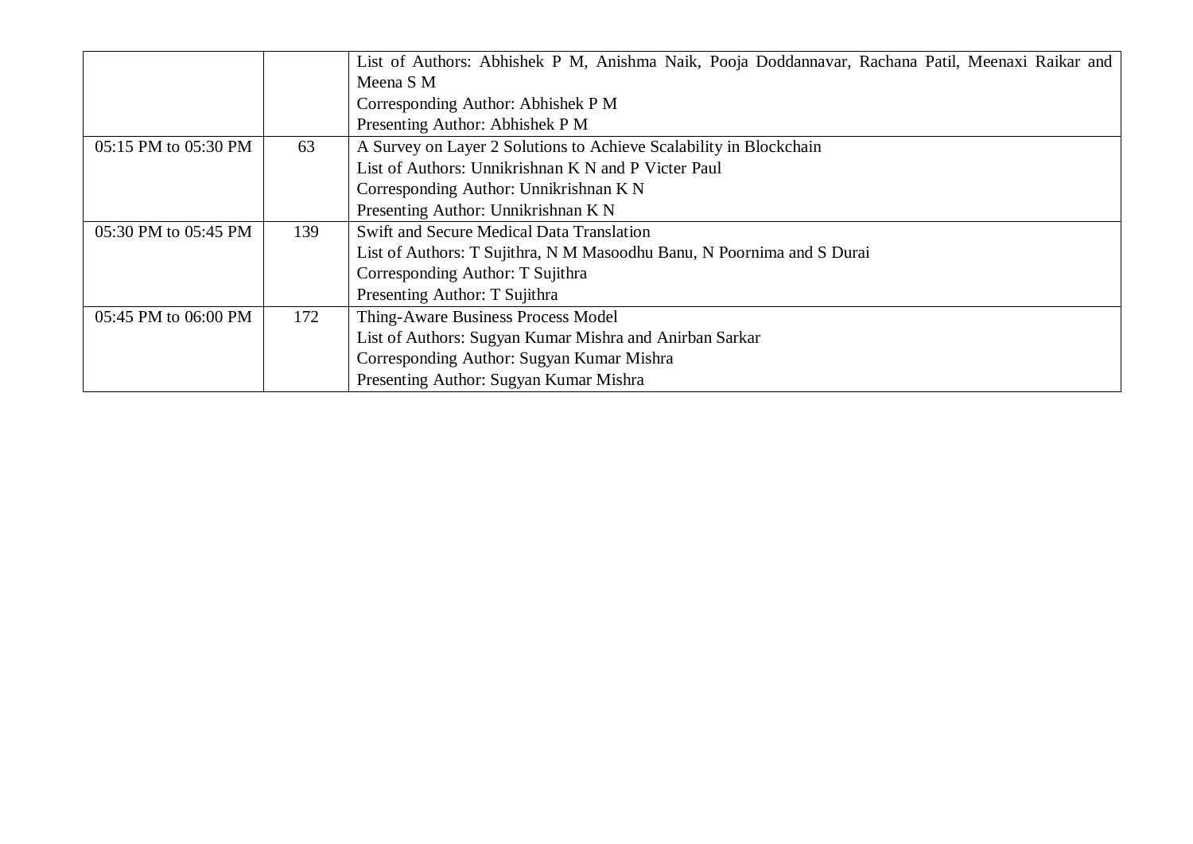| | | |
|---|---|---|
| | | List of Authors: Abhishek P M, Anishma Naik, Pooja Doddannavar, Rachana Patil, Meenaxi Raikar and Meena S M<br>Corresponding Author: Abhishek P M<br>Presenting Author: Abhishek P M |
| 05:15 PM to 05:30 PM | 63 | A Survey on Layer 2 Solutions to Achieve Scalability in Blockchain<br>List of Authors: Unnikrishnan K N and P Victer Paul<br>Corresponding Author: Unnikrishnan K N<br>Presenting Author: Unnikrishnan K N |
| 05:30 PM to 05:45 PM | 139 | Swift and Secure Medical Data Translation<br>List of Authors: T Sujithra, N M Masoodhu Banu, N Poornima and S Durai<br>Corresponding Author: T Sujithra<br>Presenting Author: T Sujithra |
| 05:45 PM to 06:00 PM | 172 | Thing-Aware Business Process Model<br>List of Authors: Sugyan Kumar Mishra and Anirban Sarkar<br>Corresponding Author: Sugyan Kumar Mishra<br>Presenting Author: Sugyan Kumar Mishra |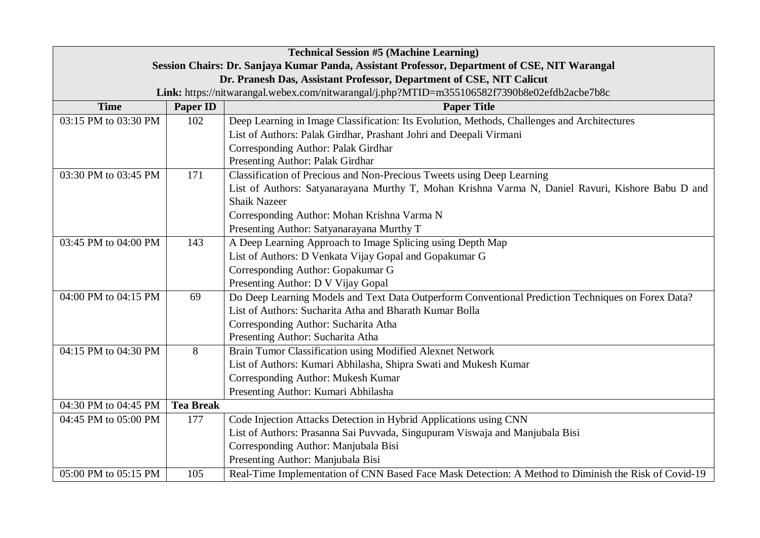| **Technical Session #5 (Machine Learning)**<br>**Session Chairs: Dr. Sanjaya Kumar Panda, Assistant Professor, Department of CSE, NIT Warangal**<br>**Dr. Pranesh Das, Assistant Professor, Department of CSE, NIT Calicut**<br>**Link:** https://nitwarangal.webex.com/nitwarangal/j.php?MTID=m355106582f7390b8e02efdb2acbe7b8c | | |
|---|---|---|
| **Time** | **Paper ID** | **Paper Title** |
| 03:15 PM to 03:30 PM | 102 | Deep Learning in Image Classification: Its Evolution, Methods, Challenges and Architectures<br>List of Authors: Palak Girdhar, Prashant Johri and Deepali Virmani<br>Corresponding Author: Palak Girdhar<br>Presenting Author: Palak Girdhar |
| 03:30 PM to 03:45 PM | 171 | Classification of Precious and Non-Precious Tweets using Deep Learning<br>List of Authors: Satyanarayana Murthy T, Mohan Krishna Varma N, Daniel Ravuri, Kishore Babu D and Shaik Nazeer<br>Corresponding Author: Mohan Krishna Varma N<br>Presenting Author: Satyanarayana Murthy T |
| 03:45 PM to 04:00 PM | 143 | A Deep Learning Approach to Image Splicing using Depth Map<br>List of Authors: D Venkata Vijay Gopal and Gopakumar G<br>Corresponding Author: Gopakumar G<br>Presenting Author: D V Vijay Gopal |
| 04:00 PM to 04:15 PM | 69 | Do Deep Learning Models and Text Data Outperform Conventional Prediction Techniques on Forex Data?<br>List of Authors: Sucharita Atha and Bharath Kumar Bolla<br>Corresponding Author: Sucharita Atha<br>Presenting Author: Sucharita Atha |
| 04:15 PM to 04:30 PM | 8 | Brain Tumor Classification using Modified Alexnet Network<br>List of Authors: Kumari Abhilasha, Shipra Swati and Mukesh Kumar<br>Corresponding Author: Mukesh Kumar<br>Presenting Author: Kumari Abhilasha |
| 04:30 PM to 04:45 PM | **Tea Break** | |
| 04:45 PM to 05:00 PM | 177 | Code Injection Attacks Detection in Hybrid Applications using CNN<br>List of Authors: Prasanna Sai Puvvada, Singupuram Viswaja and Manjubala Bisi<br>Corresponding Author: Manjubala Bisi<br>Presenting Author: Manjubala Bisi |
| 05:00 PM to 05:15 PM | 105 | Real-Time Implementation of CNN Based Face Mask Detection: A Method to Diminish the Risk of Covid-19 |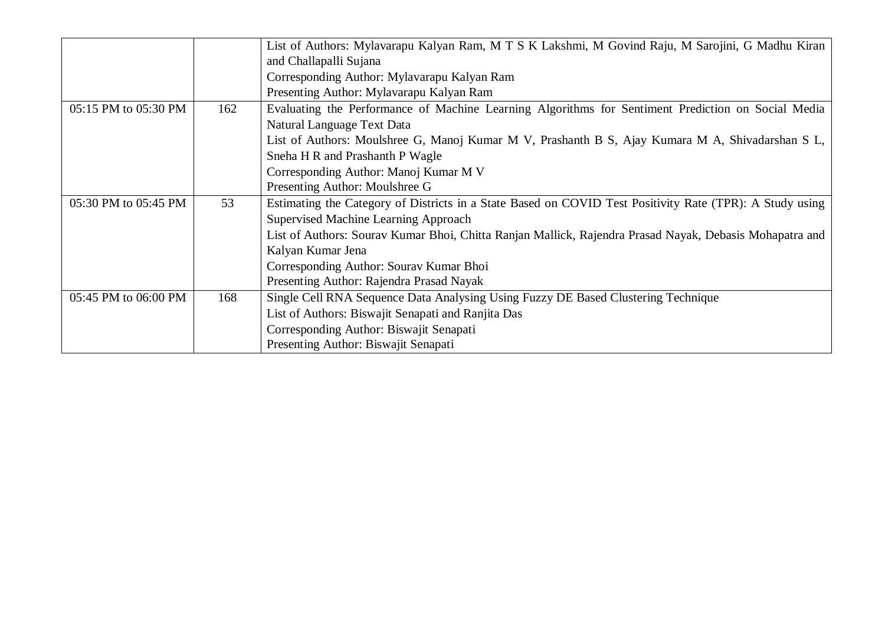| | | |
|---|---|---|
| | | List of Authors: Mylavarapu Kalyan Ram, M T S K Lakshmi, M Govind Raju, M Sarojini, G Madhu Kiran and Challapalli Sujana<br>Corresponding Author: Mylavarapu Kalyan Ram<br>Presenting Author: Mylavarapu Kalyan Ram |
| 05:15 PM to 05:30 PM | 162 | Evaluating the Performance of Machine Learning Algorithms for Sentiment Prediction on Social Media Natural Language Text Data<br>List of Authors: Moulshree G, Manoj Kumar M V, Prashanth B S, Ajay Kumara M A, Shivadarshan S L, Sneha H R and Prashanth P Wagle<br>Corresponding Author: Manoj Kumar M V<br>Presenting Author: Moulshree G |
| 05:30 PM to 05:45 PM | 53 | Estimating the Category of Districts in a State Based on COVID Test Positivity Rate (TPR): A Study using Supervised Machine Learning Approach<br>List of Authors: Sourav Kumar Bhoi, Chitta Ranjan Mallick, Rajendra Prasad Nayak, Debasis Mohapatra and Kalyan Kumar Jena<br>Corresponding Author: Sourav Kumar Bhoi<br>Presenting Author: Rajendra Prasad Nayak |
| 05:45 PM to 06:00 PM | 168 | Single Cell RNA Sequence Data Analysing Using Fuzzy DE Based Clustering Technique<br>List of Authors: Biswajit Senapati and Ranjita Das<br>Corresponding Author: Biswajit Senapati<br>Presenting Author: Biswajit Senapati |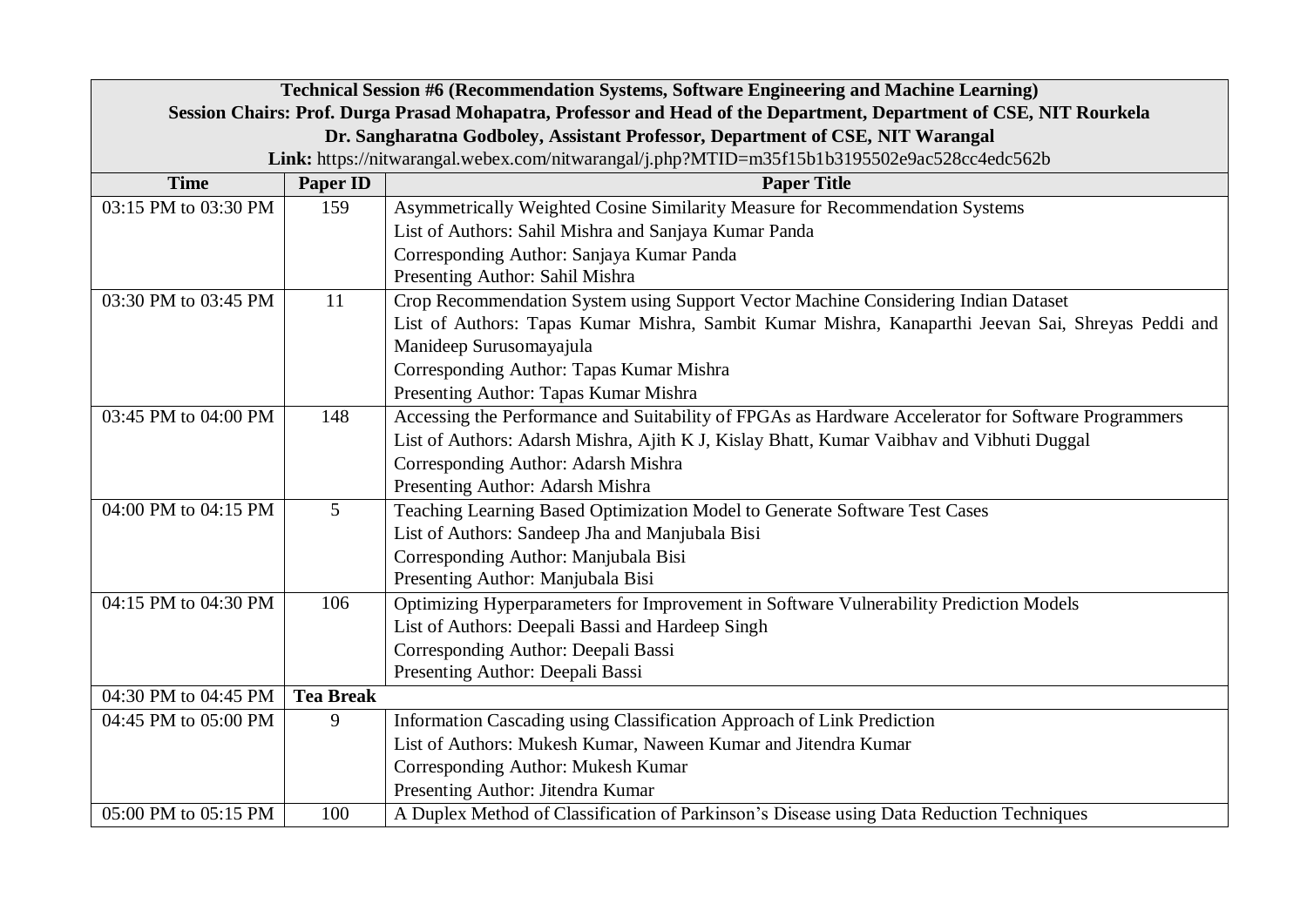| Technical Session #6 (Recommendation Systems, Software Engineering and Machine Learning)<br>Session Chairs: Prof. Durga Prasad Mohapatra, Professor and Head of the Department, Department of CSE, NIT Rourkela<br>Dr. Sangharatna Godboley, Assistant Professor, Department of CSE, NIT Warangal<br>**Link:** https://nitwarangal.webex.com/nitwarangal/j.php?MTID=m35f15b1b3195502e9ac528cc4edc562b | | |
|---|---|---|
| **Time** | **Paper ID** | **Paper Title** |
| 03:15 PM to 03:30 PM | 159 | Asymmetrically Weighted Cosine Similarity Measure for Recommendation Systems<br>List of Authors: Sahil Mishra and Sanjaya Kumar Panda<br>Corresponding Author: Sanjaya Kumar Panda<br>Presenting Author: Sahil Mishra |
| 03:30 PM to 03:45 PM | 11 | Crop Recommendation System using Support Vector Machine Considering Indian Dataset<br>List of Authors: Tapas Kumar Mishra, Sambit Kumar Mishra, Kanaparthi Jeevan Sai, Shreyas Peddi and Manideep Surusomayajula<br>Corresponding Author: Tapas Kumar Mishra<br>Presenting Author: Tapas Kumar Mishra |
| 03:45 PM to 04:00 PM | 148 | Accessing the Performance and Suitability of FPGAs as Hardware Accelerator for Software Programmers<br>List of Authors: Adarsh Mishra, Ajith K J, Kislay Bhatt, Kumar Vaibhav and Vibhuti Duggal<br>Corresponding Author: Adarsh Mishra<br>Presenting Author: Adarsh Mishra |
| 04:00 PM to 04:15 PM | 5 | Teaching Learning Based Optimization Model to Generate Software Test Cases<br>List of Authors: Sandeep Jha and Manjubala Bisi<br>Corresponding Author: Manjubala Bisi<br>Presenting Author: Manjubala Bisi |
| 04:15 PM to 04:30 PM | 106 | Optimizing Hyperparameters for Improvement in Software Vulnerability Prediction Models<br>List of Authors: Deepali Bassi and Hardeep Singh<br>Corresponding Author: Deepali Bassi<br>Presenting Author: Deepali Bassi |
| 04:30 PM to 04:45 PM | **Tea Break** | |
| 04:45 PM to 05:00 PM | 9 | Information Cascading using Classification Approach of Link Prediction<br>List of Authors: Mukesh Kumar, Naween Kumar and Jitendra Kumar<br>Corresponding Author: Mukesh Kumar<br>Presenting Author: Jitendra Kumar |
| 05:00 PM to 05:15 PM | 100 | A Duplex Method of Classification of Parkinson's Disease using Data Reduction Techniques |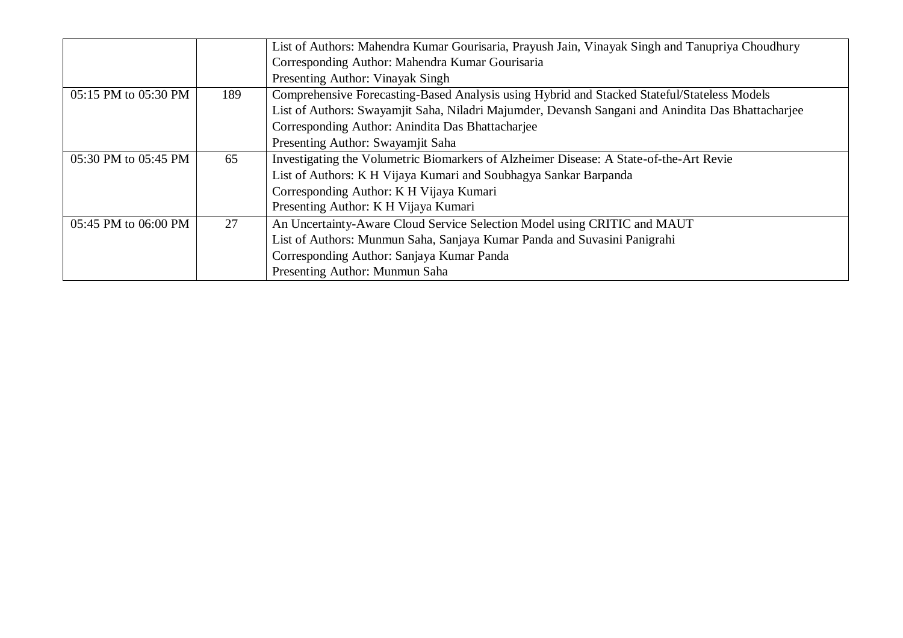| | | |
|---|---|---|
| | | List of Authors: Mahendra Kumar Gourisaria, Prayush Jain, Vinayak Singh and Tanupriya Choudhury<br>Corresponding Author: Mahendra Kumar Gourisaria<br>Presenting Author: Vinayak Singh |
| 05:15 PM to 05:30 PM | 189 | Comprehensive Forecasting-Based Analysis using Hybrid and Stacked Stateful/Stateless Models<br>List of Authors: Swayamjit Saha, Niladri Majumder, Devansh Sangani and Anindita Das Bhattacharjee<br>Corresponding Author: Anindita Das Bhattacharjee<br>Presenting Author: Swayamjit Saha |
| 05:30 PM to 05:45 PM | 65 | Investigating the Volumetric Biomarkers of Alzheimer Disease: A State-of-the-Art Revie<br>List of Authors: K H Vijaya Kumari and Soubhagya Sankar Barpanda<br>Corresponding Author: K H Vijaya Kumari<br>Presenting Author: K H Vijaya Kumari |
| 05:45 PM to 06:00 PM | 27 | An Uncertainty-Aware Cloud Service Selection Model using CRITIC and MAUT<br>List of Authors: Munmun Saha, Sanjaya Kumar Panda and Suvasini Panigrahi<br>Corresponding Author: Sanjaya Kumar Panda<br>Presenting Author: Munmun Saha |